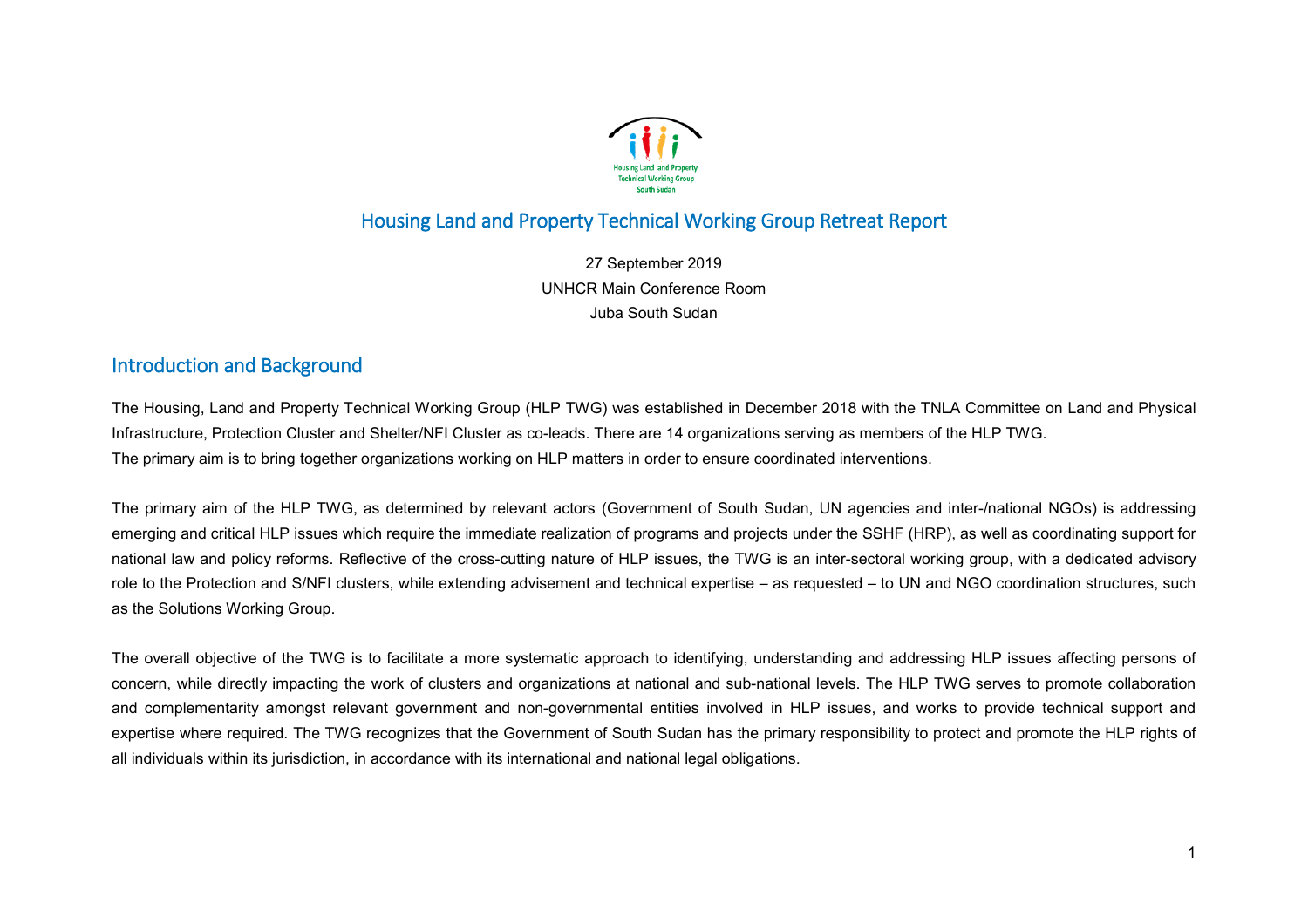# Housing Land and Property Technical Working Group Retreat Report

27 September 2019
UNHCR Main Conference Room
Juba South Sudan

## Introduction and Background

The Housing, Land and Property Technical Working Group (HLP TWG) was established in December 2018 with the TNLA Committee on Land and Physical Infrastructure, Protection Cluster and Shelter/NFI Cluster as co-leads. There are 14 organizations serving as members of the HLP TWG.
The primary aim is to bring together organizations working on HLP matters in order to ensure coordinated interventions.

The primary aim of the HLP TWG, as determined by relevant actors (Government of South Sudan, UN agencies and inter-/national NGOs) is addressing emerging and critical HLP issues which require the immediate realization of programs and projects under the SSHF (HRP), as well as coordinating support for national law and policy reforms. Reflective of the cross-cutting nature of HLP issues, the TWG is an inter-sectoral working group, with a dedicated advisory role to the Protection and S/NFI clusters, while extending advisement and technical expertise – as requested – to UN and NGO coordination structures, such as the Solutions Working Group.

The overall objective of the TWG is to facilitate a more systematic approach to identifying, understanding and addressing HLP issues affecting persons of concern, while directly impacting the work of clusters and organizations at national and sub-national levels. The HLP TWG serves to promote collaboration and complementarity amongst relevant government and non-governmental entities involved in HLP issues, and works to provide technical support and expertise where required. The TWG recognizes that the Government of South Sudan has the primary responsibility to protect and promote the HLP rights of all individuals within its jurisdiction, in accordance with its international and national legal obligations.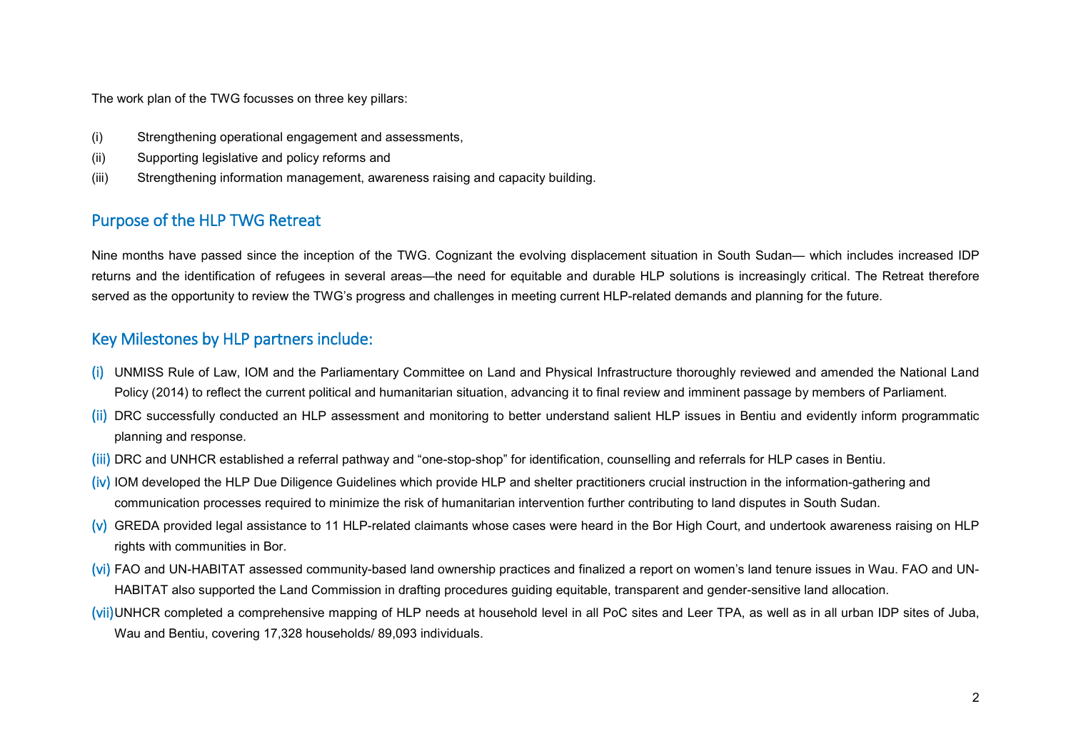The work plan of the TWG focusses on three key pillars:

(i) Strengthening operational engagement and assessments,
(ii) Supporting legislative and policy reforms and
(iii) Strengthening information management, awareness raising and capacity building.

## Purpose of the HLP TWG Retreat

Nine months have passed since the inception of the TWG. Cognizant the evolving displacement situation in South Sudan— which includes increased IDP returns and the identification of refugees in several areas—the need for equitable and durable HLP solutions is increasingly critical. The Retreat therefore served as the opportunity to review the TWG's progress and challenges in meeting current HLP-related demands and planning for the future.

## Key Milestones by HLP partners include:

(i) UNMISS Rule of Law, IOM and the Parliamentary Committee on Land and Physical Infrastructure thoroughly reviewed and amended the National Land Policy (2014) to reflect the current political and humanitarian situation, advancing it to final review and imminent passage by members of Parliament.

(ii) DRC successfully conducted an HLP assessment and monitoring to better understand salient HLP issues in Bentiu and evidently inform programmatic planning and response.

(iii) DRC and UNHCR established a referral pathway and "one-stop-shop" for identification, counselling and referrals for HLP cases in Bentiu.

(iv) IOM developed the HLP Due Diligence Guidelines which provide HLP and shelter practitioners crucial instruction in the information-gathering and communication processes required to minimize the risk of humanitarian intervention further contributing to land disputes in South Sudan.

(v) GREDA provided legal assistance to 11 HLP-related claimants whose cases were heard in the Bor High Court, and undertook awareness raising on HLP rights with communities in Bor.

(vi) FAO and UN-HABITAT assessed community-based land ownership practices and finalized a report on women's land tenure issues in Wau. FAO and UN-HABITAT also supported the Land Commission in drafting procedures guiding equitable, transparent and gender-sensitive land allocation.

(vii) UNHCR completed a comprehensive mapping of HLP needs at household level in all PoC sites and Leer TPA, as well as in all urban IDP sites of Juba, Wau and Bentiu, covering 17,328 households/ 89,093 individuals.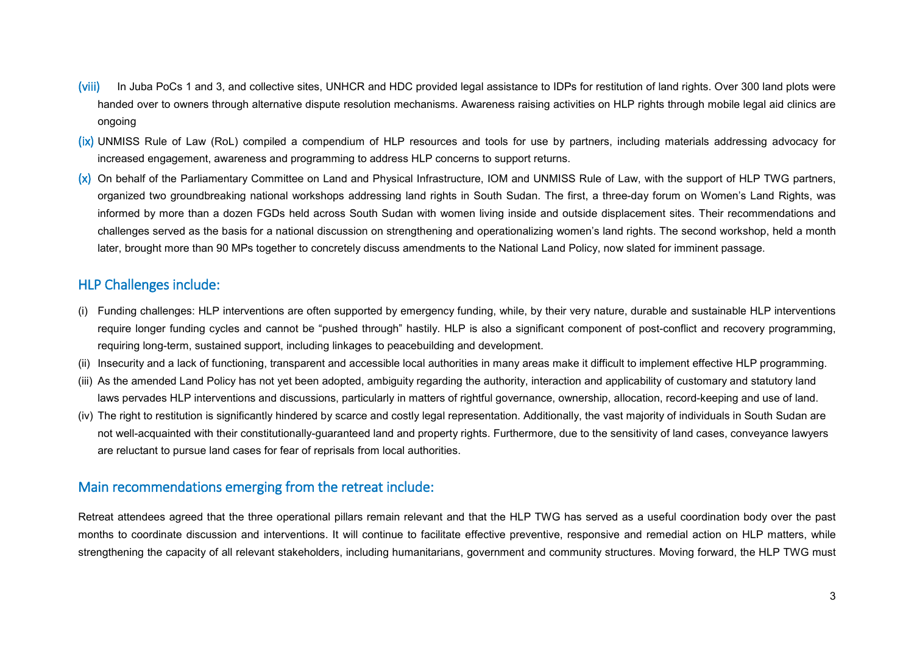(viii) In Juba PoCs 1 and 3, and collective sites, UNHCR and HDC provided legal assistance to IDPs for restitution of land rights. Over 300 land plots were handed over to owners through alternative dispute resolution mechanisms. Awareness raising activities on HLP rights through mobile legal aid clinics are ongoing

(ix) UNMISS Rule of Law (RoL) compiled a compendium of HLP resources and tools for use by partners, including materials addressing advocacy for increased engagement, awareness and programming to address HLP concerns to support returns.

(x) On behalf of the Parliamentary Committee on Land and Physical Infrastructure, IOM and UNMISS Rule of Law, with the support of HLP TWG partners, organized two groundbreaking national workshops addressing land rights in South Sudan. The first, a three-day forum on Women's Land Rights, was informed by more than a dozen FGDs held across South Sudan with women living inside and outside displacement sites. Their recommendations and challenges served as the basis for a national discussion on strengthening and operationalizing women's land rights. The second workshop, held a month later, brought more than 90 MPs together to concretely discuss amendments to the National Land Policy, now slated for imminent passage.

## HLP Challenges include:

(i) Funding challenges: HLP interventions are often supported by emergency funding, while, by their very nature, durable and sustainable HLP interventions require longer funding cycles and cannot be "pushed through" hastily. HLP is also a significant component of post-conflict and recovery programming, requiring long-term, sustained support, including linkages to peacebuilding and development.

(ii) Insecurity and a lack of functioning, transparent and accessible local authorities in many areas make it difficult to implement effective HLP programming.

(iii) As the amended Land Policy has not yet been adopted, ambiguity regarding the authority, interaction and applicability of customary and statutory land laws pervades HLP interventions and discussions, particularly in matters of rightful governance, ownership, allocation, record-keeping and use of land.

(iv) The right to restitution is significantly hindered by scarce and costly legal representation. Additionally, the vast majority of individuals in South Sudan are not well-acquainted with their constitutionally-guaranteed land and property rights. Furthermore, due to the sensitivity of land cases, conveyance lawyers are reluctant to pursue land cases for fear of reprisals from local authorities.

## Main recommendations emerging from the retreat include:

Retreat attendees agreed that the three operational pillars remain relevant and that the HLP TWG has served as a useful coordination body over the past months to coordinate discussion and interventions. It will continue to facilitate effective preventive, responsive and remedial action on HLP matters, while strengthening the capacity of all relevant stakeholders, including humanitarians, government and community structures. Moving forward, the HLP TWG must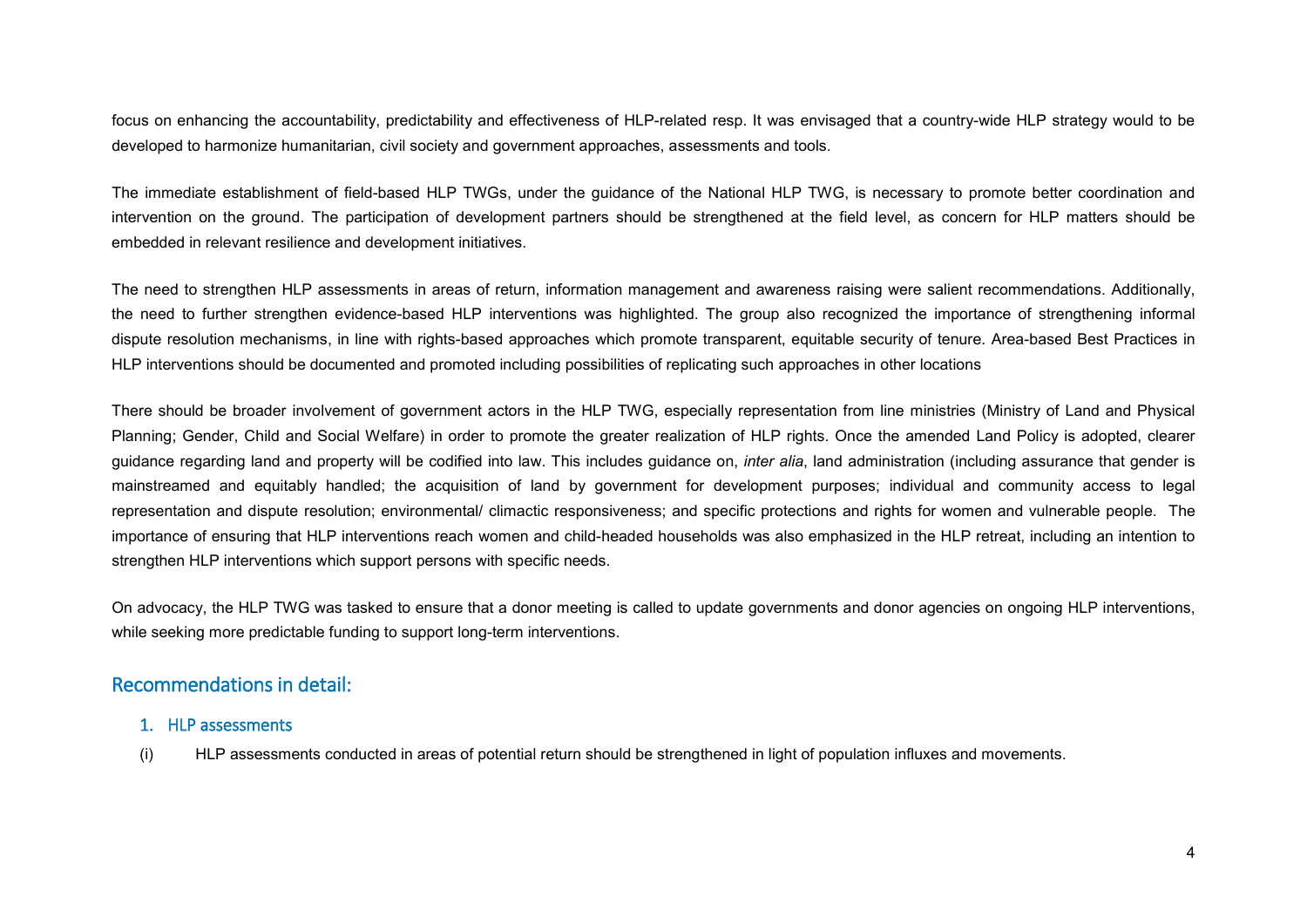focus on enhancing the accountability, predictability and effectiveness of HLP-related resp. It was envisaged that a country-wide HLP strategy would to be developed to harmonize humanitarian, civil society and government approaches, assessments and tools.

The immediate establishment of field-based HLP TWGs, under the guidance of the National HLP TWG, is necessary to promote better coordination and intervention on the ground. The participation of development partners should be strengthened at the field level, as concern for HLP matters should be embedded in relevant resilience and development initiatives.

The need to strengthen HLP assessments in areas of return, information management and awareness raising were salient recommendations. Additionally, the need to further strengthen evidence-based HLP interventions was highlighted. The group also recognized the importance of strengthening informal dispute resolution mechanisms, in line with rights-based approaches which promote transparent, equitable security of tenure. Area-based Best Practices in HLP interventions should be documented and promoted including possibilities of replicating such approaches in other locations

There should be broader involvement of government actors in the HLP TWG, especially representation from line ministries (Ministry of Land and Physical Planning; Gender, Child and Social Welfare) in order to promote the greater realization of HLP rights. Once the amended Land Policy is adopted, clearer guidance regarding land and property will be codified into law. This includes guidance on, *inter alia*, land administration (including assurance that gender is mainstreamed and equitably handled; the acquisition of land by government for development purposes; individual and community access to legal representation and dispute resolution; environmental/ climactic responsiveness; and specific protections and rights for women and vulnerable people. The importance of ensuring that HLP interventions reach women and child-headed households was also emphasized in the HLP retreat, including an intention to strengthen HLP interventions which support persons with specific needs.

On advocacy, the HLP TWG was tasked to ensure that a donor meeting is called to update governments and donor agencies on ongoing HLP interventions, while seeking more predictable funding to support long-term interventions.

## Recommendations in detail:

### 1. HLP assessments

(i) HLP assessments conducted in areas of potential return should be strengthened in light of population influxes and movements.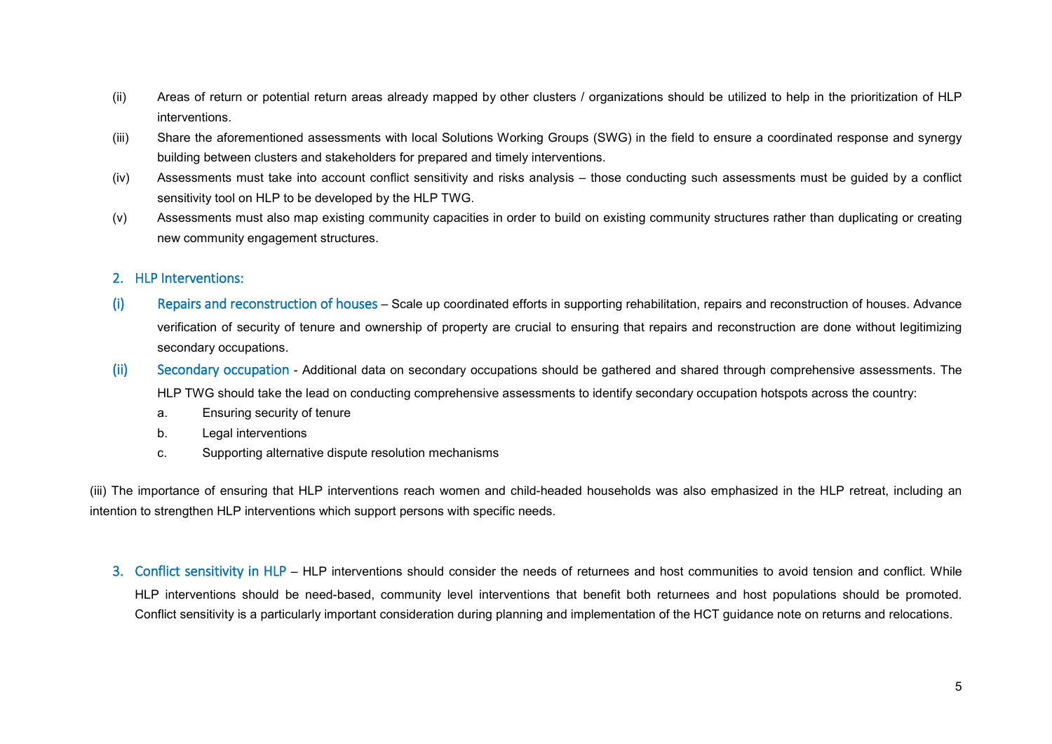(ii) Areas of return or potential return areas already mapped by other clusters / organizations should be utilized to help in the prioritization of HLP interventions.

(iii) Share the aforementioned assessments with local Solutions Working Groups (SWG) in the field to ensure a coordinated response and synergy building between clusters and stakeholders for prepared and timely interventions.

(iv) Assessments must take into account conflict sensitivity and risks analysis – those conducting such assessments must be guided by a conflict sensitivity tool on HLP to be developed by the HLP TWG.

(v) Assessments must also map existing community capacities in order to build on existing community structures rather than duplicating or creating new community engagement structures.

## 2. HLP Interventions:

(i) **Repairs and reconstruction of houses** – Scale up coordinated efforts in supporting rehabilitation, repairs and reconstruction of houses. Advance verification of security of tenure and ownership of property are crucial to ensuring that repairs and reconstruction are done without legitimizing secondary occupations.

(ii) **Secondary occupation** - Additional data on secondary occupations should be gathered and shared through comprehensive assessments. The HLP TWG should take the lead on conducting comprehensive assessments to identify secondary occupation hotspots across the country:

a. Ensuring security of tenure
b. Legal interventions
c. Supporting alternative dispute resolution mechanisms

(iii) The importance of ensuring that HLP interventions reach women and child-headed households was also emphasized in the HLP retreat, including an intention to strengthen HLP interventions which support persons with specific needs.

## 3. Conflict sensitivity in HLP

HLP interventions should consider the needs of returnees and host communities to avoid tension and conflict. While HLP interventions should be need-based, community level interventions that benefit both returnees and host populations should be promoted. Conflict sensitivity is a particularly important consideration during planning and implementation of the HCT guidance note on returns and relocations.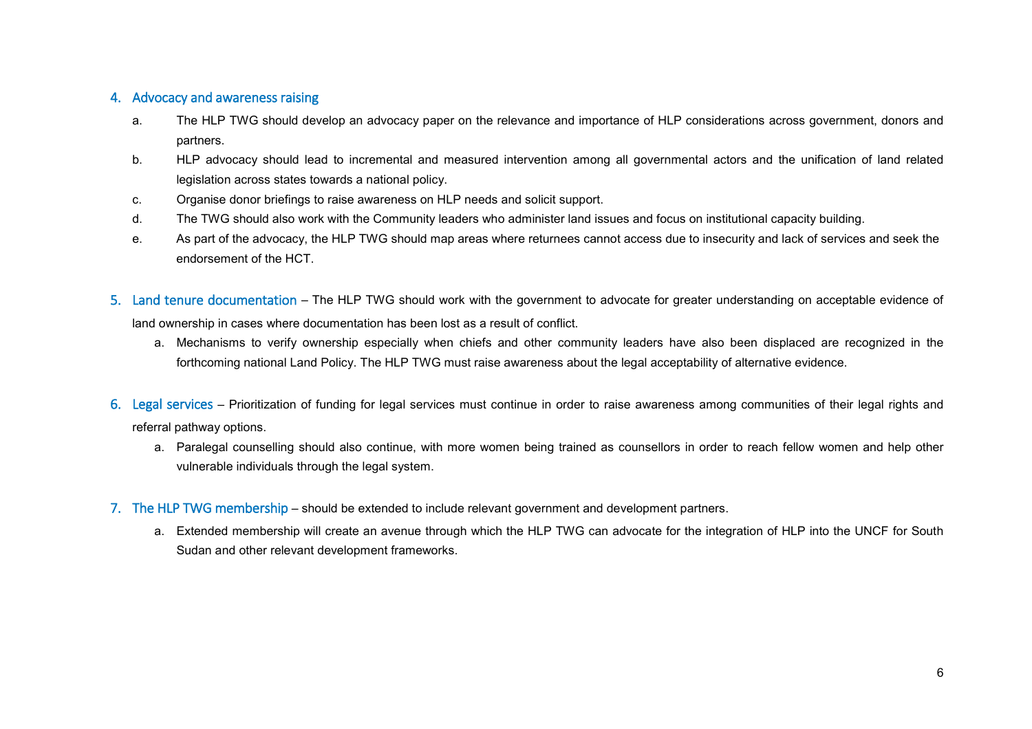4. Advocacy and awareness raising
    a. The HLP TWG should develop an advocacy paper on the relevance and importance of HLP considerations across government, donors and partners.
    b. HLP advocacy should lead to incremental and measured intervention among all governmental actors and the unification of land related legislation across states towards a national policy.
    c. Organise donor briefings to raise awareness on HLP needs and solicit support.
    d. The TWG should also work with the Community leaders who administer land issues and focus on institutional capacity building.
    e. As part of the advocacy, the HLP TWG should map areas where returnees cannot access due to insecurity and lack of services and seek the endorsement of the HCT.

5. Land tenure documentation – The HLP TWG should work with the government to advocate for greater understanding on acceptable evidence of land ownership in cases where documentation has been lost as a result of conflict.
    a. Mechanisms to verify ownership especially when chiefs and other community leaders have also been displaced are recognized in the forthcoming national Land Policy. The HLP TWG must raise awareness about the legal acceptability of alternative evidence.

6. Legal services – Prioritization of funding for legal services must continue in order to raise awareness among communities of their legal rights and referral pathway options.
    a. Paralegal counselling should also continue, with more women being trained as counsellors in order to reach fellow women and help other vulnerable individuals through the legal system.

7. The HLP TWG membership – should be extended to include relevant government and development partners.
    a. Extended membership will create an avenue through which the HLP TWG can advocate for the integration of HLP into the UNCF for South Sudan and other relevant development frameworks.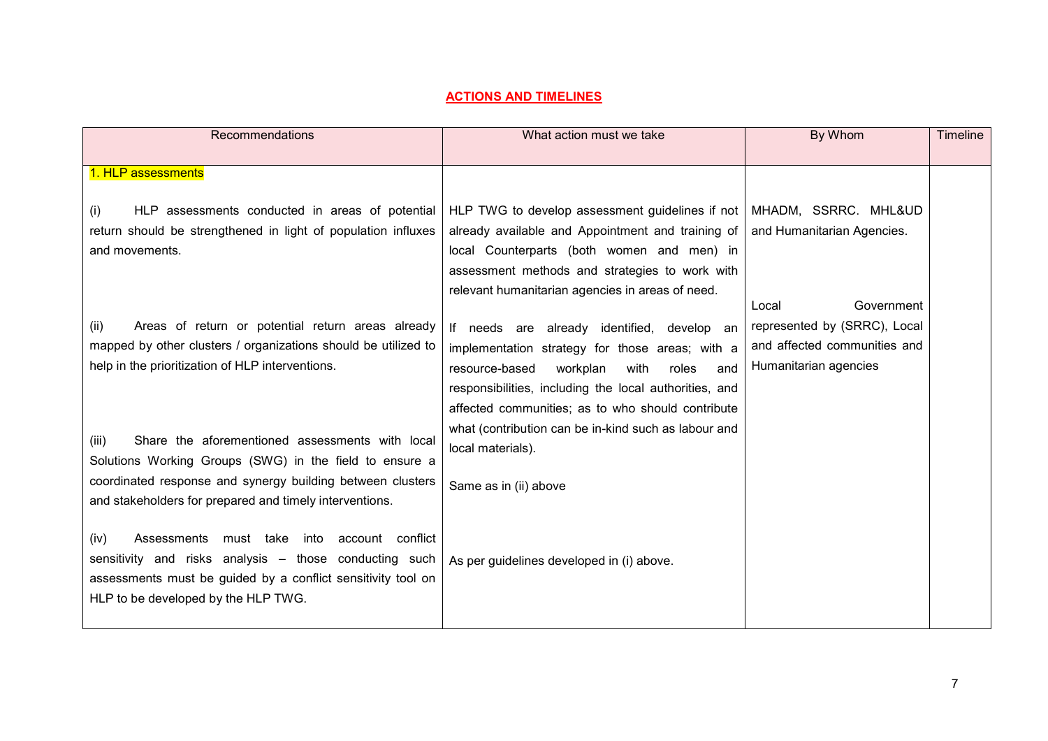## ACTIONS AND TIMELINES

| Recommendations | What action must we take | By Whom | Timeline |
|---|---|---|---|
| 1. HLP assessments | | | |
| (i) HLP assessments conducted in areas of potential return should be strengthened in light of population influxes and movements. | HLP TWG to develop assessment guidelines if not already available and Appointment and training of local Counterparts (both women and men) in assessment methods and strategies to work with relevant humanitarian agencies in areas of need. | MHADM, SSRRC. MHL&UD and Humanitarian Agencies. | |
| (ii) Areas of return or potential return areas already mapped by other clusters / organizations should be utilized to help in the prioritization of HLP interventions. | If needs are already identified, develop an implementation strategy for those areas; with a resource-based workplan with roles and responsibilities, including the local authorities, and affected communities; as to who should contribute what (contribution can be in-kind such as labour and local materials). | Local Government represented by (SRRC), Local and affected communities and Humanitarian agencies | |
| (iii) Share the aforementioned assessments with local Solutions Working Groups (SWG) in the field to ensure a coordinated response and synergy building between clusters and stakeholders for prepared and timely interventions. | Same as in (ii) above | | |
| (iv) Assessments must take into account conflict sensitivity and risks analysis – those conducting such assessments must be guided by a conflict sensitivity tool on HLP to be developed by the HLP TWG. | As per guidelines developed in (i) above. | | |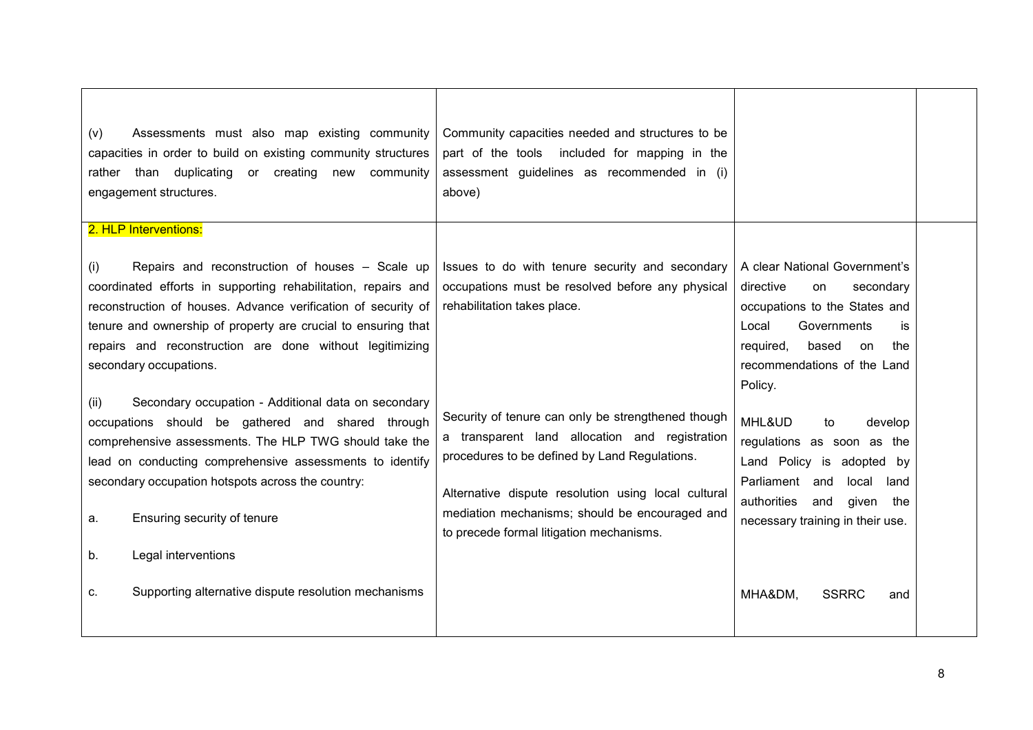| | | | |
|---|---|---|---|
| (v) Assessments must also map existing community capacities in order to build on existing community structures rather than duplicating or creating new community engagement structures. | Community capacities needed and structures to be part of the tools included for mapping in the assessment guidelines as recommended in (i) above) | | |
| 2. HLP Interventions:<br><br>(i) Repairs and reconstruction of houses – Scale up coordinated efforts in supporting rehabilitation, repairs and reconstruction of houses. Advance verification of security of tenure and ownership of property are crucial to ensuring that repairs and reconstruction are done without legitimizing secondary occupations.<br><br>(ii) Secondary occupation - Additional data on secondary occupations should be gathered and shared through comprehensive assessments. The HLP TWG should take the lead on conducting comprehensive assessments to identify secondary occupation hotspots across the country:<br><br>a. Ensuring security of tenure<br><br>b. Legal interventions<br><br>c. Supporting alternative dispute resolution mechanisms | Issues to do with tenure security and secondary occupations must be resolved before any physical rehabilitation takes place.<br><br>Security of tenure can only be strengthened though a transparent land allocation and registration procedures to be defined by Land Regulations.<br><br>Alternative dispute resolution using local cultural mediation mechanisms; should be encouraged and to precede formal litigation mechanisms. | A clear National Government's directive on secondary occupations to the States and Local Governments is required, based on the recommendations of the Land Policy.<br><br>MHL&UD to develop regulations as soon as the Land Policy is adopted by Parliament and local land authorities and given the necessary training in their use.<br><br>MHA&DM, SSRRC and | |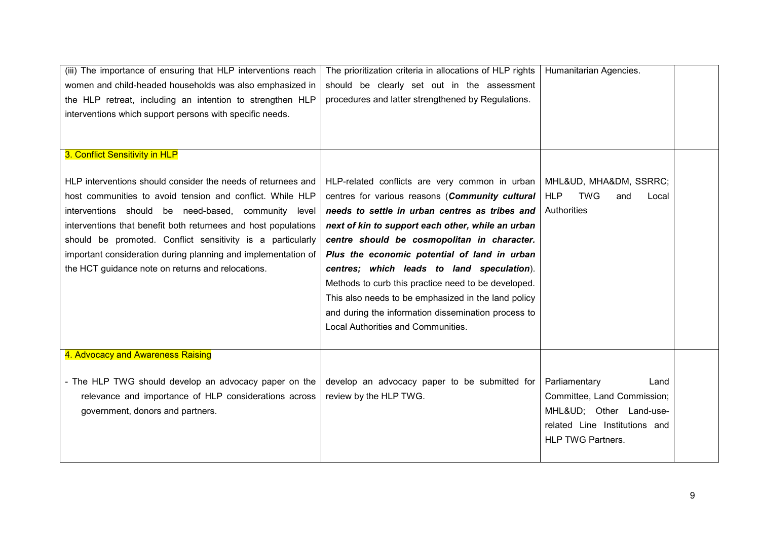| | | | |
|---|---|---|---|
| (iii) The importance of ensuring that HLP interventions reach women and child-headed households was also emphasized in the HLP retreat, including an intention to strengthen HLP interventions which support persons with specific needs. | The prioritization criteria in allocations of HLP rights should be clearly set out in the assessment procedures and latter strengthened by Regulations. | Humanitarian Agencies. | |
| 3. Conflict Sensitivity in HLP<br><br>HLP interventions should consider the needs of returnees and host communities to avoid tension and conflict. While HLP interventions should be need-based, community level interventions that benefit both returnees and host populations should be promoted. Conflict sensitivity is a particularly important consideration during planning and implementation of the HCT guidance note on returns and relocations. | HLP-related conflicts are very common in urban centres for various reasons (***Community cultural needs to settle in urban centres as tribes and next of kin to support each other, while an urban centre should be cosmopolitan in character. Plus the economic potential of land in urban centres; which leads to land speculation***). Methods to curb this practice need to be developed. This also needs to be emphasized in the land policy and during the information dissemination process to Local Authorities and Communities. | MHL&UD, MHA&DM, SSRRC; HLP TWG and Local Authorities | |
| 4. Advocacy and Awareness Raising<br><br>- The HLP TWG should develop an advocacy paper on the relevance and importance of HLP considerations across government, donors and partners. | develop an advocacy paper to be submitted for review by the HLP TWG. | Parliamentary Land Committee, Land Commission; MHL&UD; Other Land-use-related Line Institutions and HLP TWG Partners. | |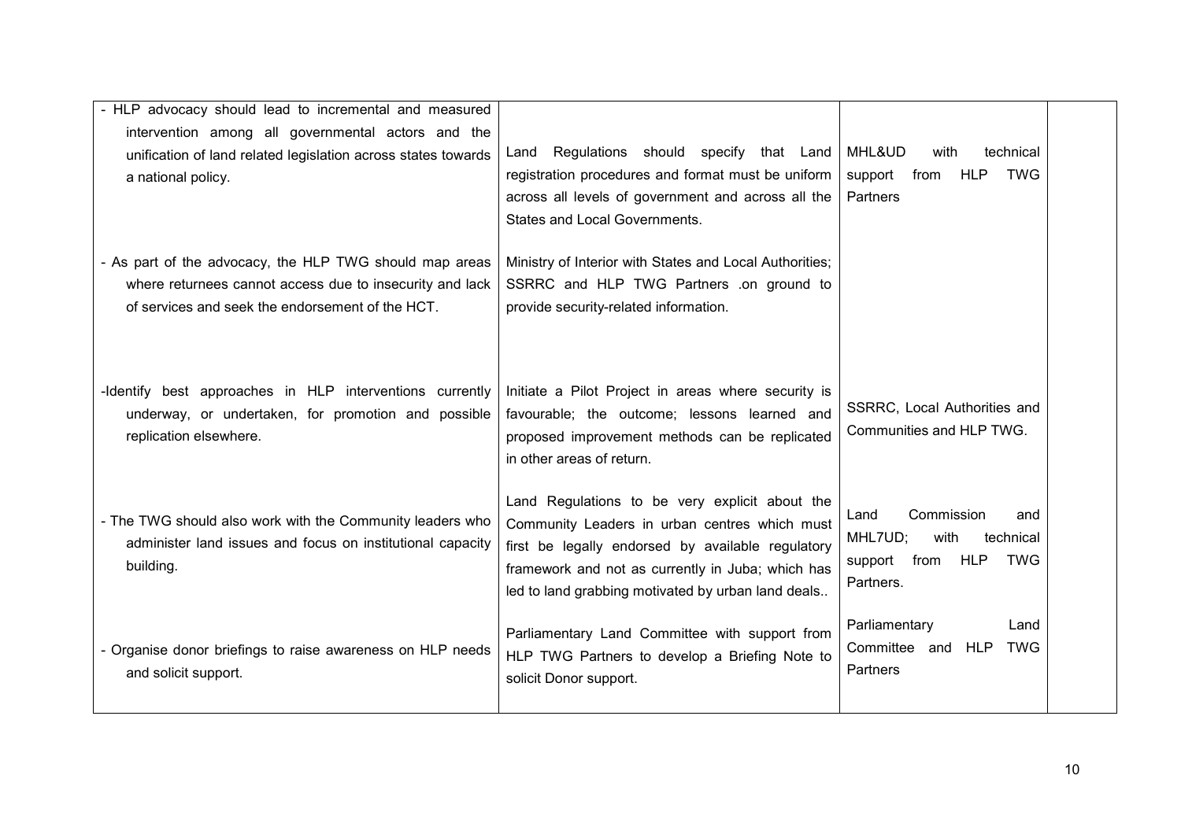| | | | |
|---|---|---|---|
| - HLP advocacy should lead to incremental and measured intervention among all governmental actors and the unification of land related legislation across states towards a national policy. | Land Regulations should specify that Land registration procedures and format must be uniform across all levels of government and across all the States and Local Governments. | MHL&UD with technical support from HLP TWG Partners | |
| - As part of the advocacy, the HLP TWG should map areas where returnees cannot access due to insecurity and lack of services and seek the endorsement of the HCT. | Ministry of Interior with States and Local Authorities; SSRRC and HLP TWG Partners .on ground to provide security-related information. | | |
| -Identify best approaches in HLP interventions currently underway, or undertaken, for promotion and possible replication elsewhere. | Initiate a Pilot Project in areas where security is favourable; the outcome; lessons learned and proposed improvement methods can be replicated in other areas of return. | SSRRC, Local Authorities and Communities and HLP TWG. | |
| - The TWG should also work with the Community leaders who administer land issues and focus on institutional capacity building. | Land Regulations to be very explicit about the Community Leaders in urban centres which must first be legally endorsed by available regulatory framework and not as currently in Juba; which has led to land grabbing motivated by urban land deals.. | Land Commission and MHL7UD; with technical support from HLP TWG Partners. | |
| - Organise donor briefings to raise awareness on HLP needs and solicit support. | Parliamentary Land Committee with support from HLP TWG Partners to develop a Briefing Note to solicit Donor support. | Parliamentary Land Committee and HLP TWG Partners | |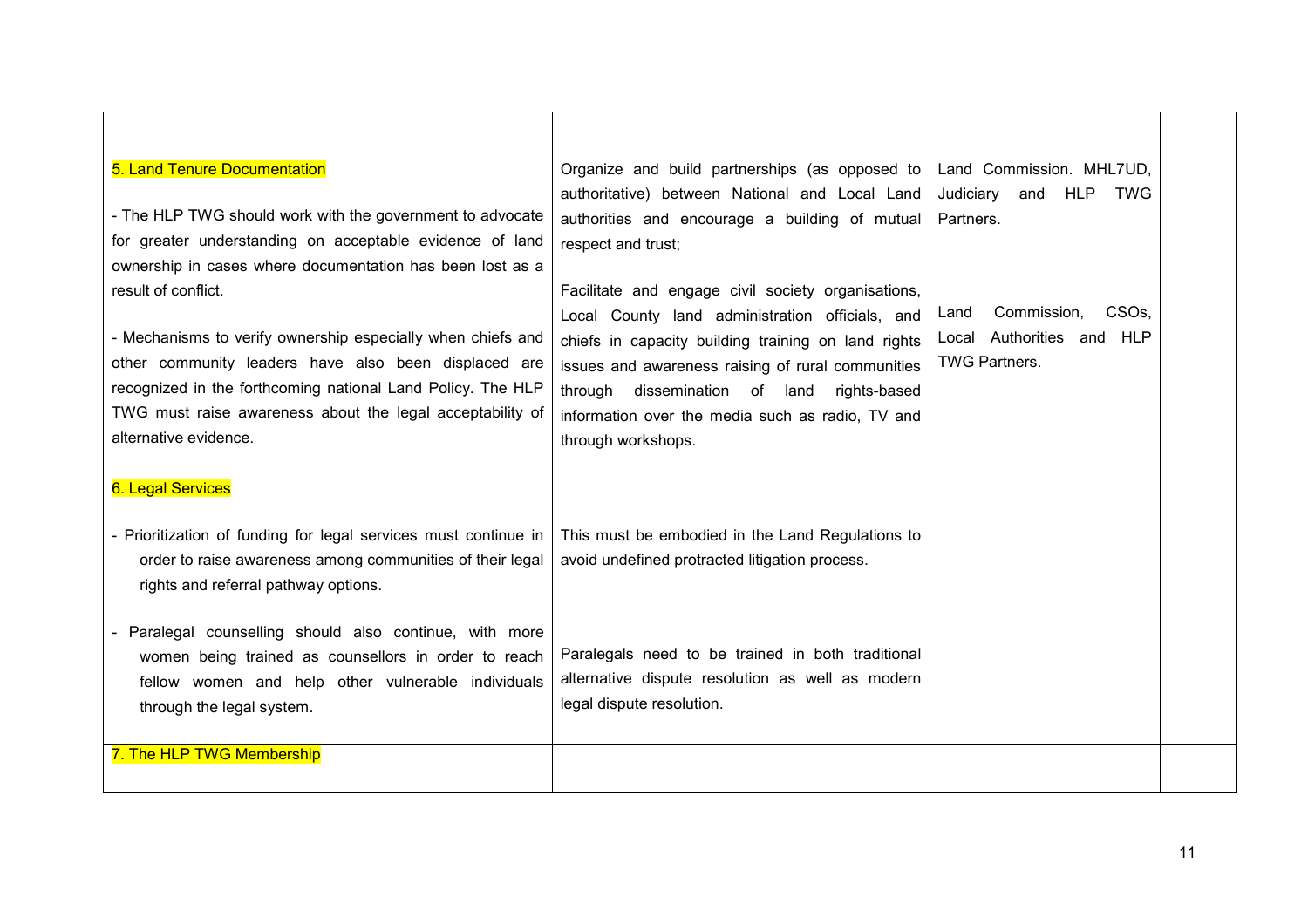| | | | |
|---|---|---|---|
| 5. Land Tenure Documentation<br><br>- The HLP TWG should work with the government to advocate for greater understanding on acceptable evidence of land ownership in cases where documentation has been lost as a result of conflict.<br><br>- Mechanisms to verify ownership especially when chiefs and other community leaders have also been displaced are recognized in the forthcoming national Land Policy. The HLP TWG must raise awareness about the legal acceptability of alternative evidence. | Organize and build partnerships (as opposed to authoritative) between National and Local Land authorities and encourage a building of mutual respect and trust;<br><br>Facilitate and engage civil society organisations, Local County land administration officials, and chiefs in capacity building training on land rights issues and awareness raising of rural communities through dissemination of land rights-based information over the media such as radio, TV and through workshops. | Land Commission. MHL7UD, Judiciary and HLP TWG Partners.<br><br>Land Commission, CSOs, Local Authorities and HLP TWG Partners. | |
| 6. Legal Services<br><br>- Prioritization of funding for legal services must continue in order to raise awareness among communities of their legal rights and referral pathway options.<br><br>- Paralegal counselling should also continue, with more women being trained as counsellors in order to reach fellow women and help other vulnerable individuals through the legal system. | This must be embodied in the Land Regulations to avoid undefined protracted litigation process.<br><br>Paralegals need to be trained in both traditional alternative dispute resolution as well as modern legal dispute resolution. | | |
| 7. The HLP TWG Membership | | | |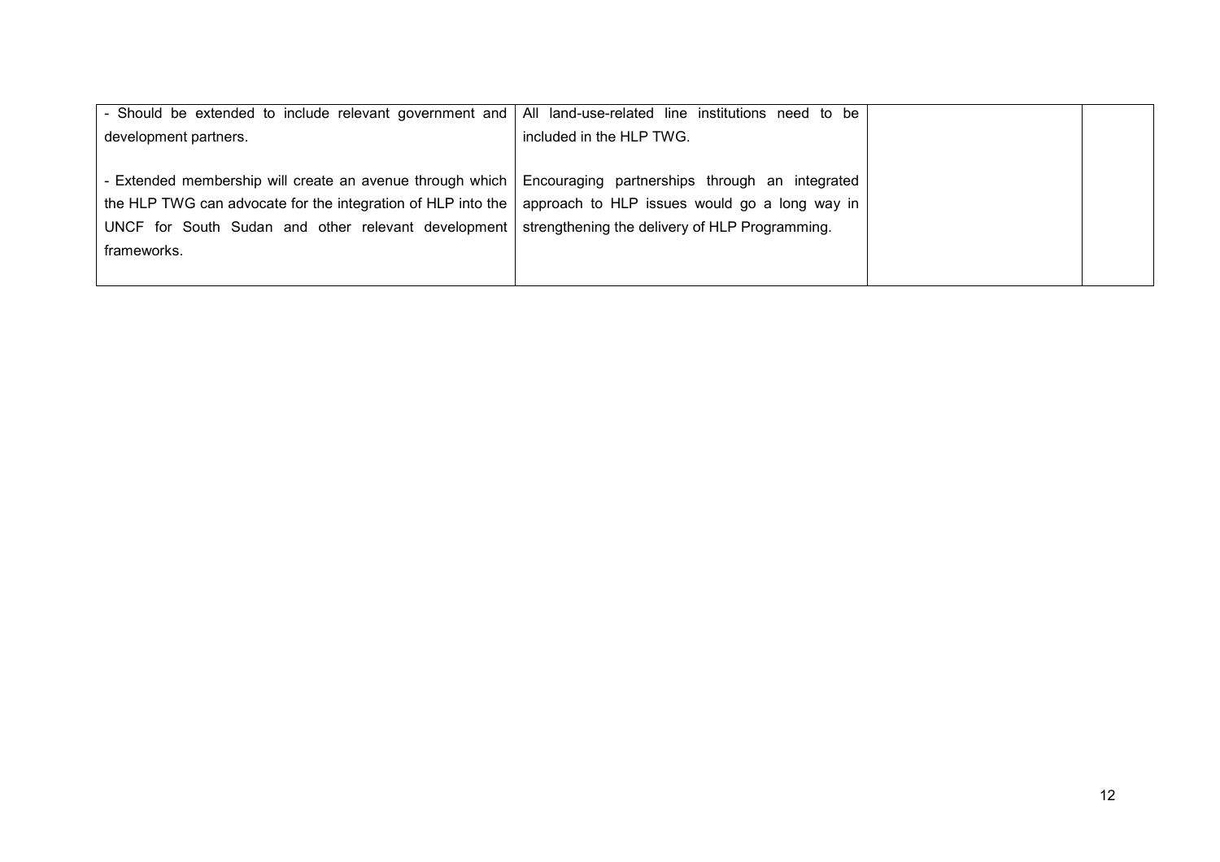| | | | |
|---|---|---|---|
| - Should be extended to include relevant government and development partners.<br><br>- Extended membership will create an avenue through which the HLP TWG can advocate for the integration of HLP into the UNCF for South Sudan and other relevant development frameworks. | All land-use-related line institutions need to be included in the HLP TWG.<br><br>Encouraging partnerships through an integrated approach to HLP issues would go a long way in strengthening the delivery of HLP Programming. | | |